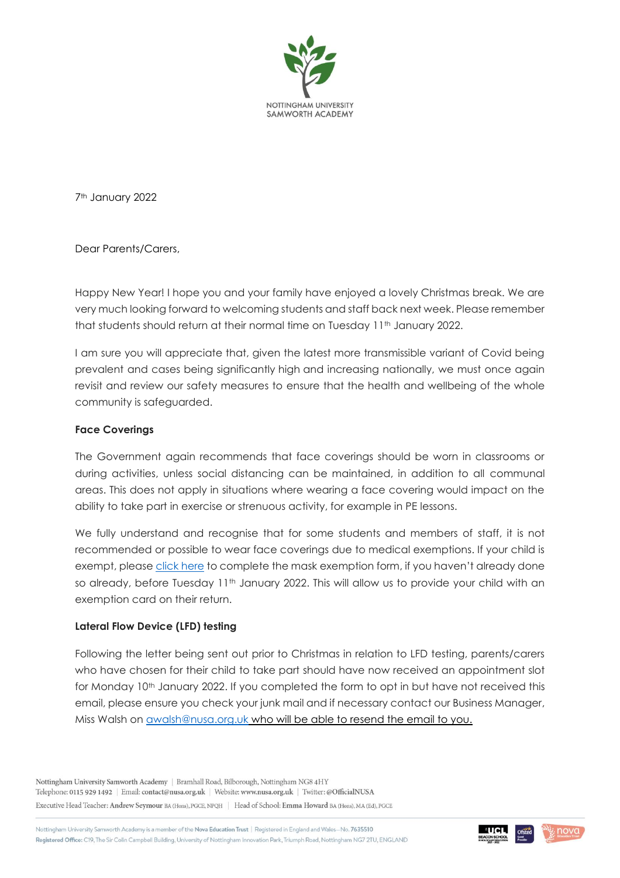NOTTINGHAM UNIVERSITY SAMWORTH ACADEMY

7th January 2022

Dear Parents/Carers,

Happy New Year! I hope you and your family have enjoyed a lovely Christmas break. We are very much looking forward to welcoming students and staff back next week. Please remember that students should return at their normal time on Tuesday 11th January 2022.

I am sure you will appreciate that, given the latest more transmissible variant of Covid being prevalent and cases being significantly high and increasing nationally, we must once again revisit and review our safety measures to ensure that the health and wellbeing of the whole community is safeguarded.

**Face Coverings**

The Government again recommends that face coverings should be worn in classrooms or during activities, unless social distancing can be maintained, in addition to all communal areas. This does not apply in situations where wearing a face covering would impact on the ability to take part in exercise or strenuous activity, for example in PE lessons.

We fully understand and recognise that for some students and members of staff, it is not recommended or possible to wear face coverings due to medical exemptions. If your child is exempt, please click here to complete the mask exemption form, if you haven't already done so already, before Tuesday 11th January 2022. This will allow us to provide your child with an exemption card on their return.

**Lateral Flow Device (LFD) testing**

Following the letter being sent out prior to Christmas in relation to LFD testing, parents/carers who have chosen for their child to take part should have now received an appointment slot for Monday 10th January 2022. If you completed the form to opt in but have not received this email, please ensure you check your junk mail and if necessary contact our Business Manager, Miss Walsh on awalsh@nusa.org.uk who will be able to resend the email to you.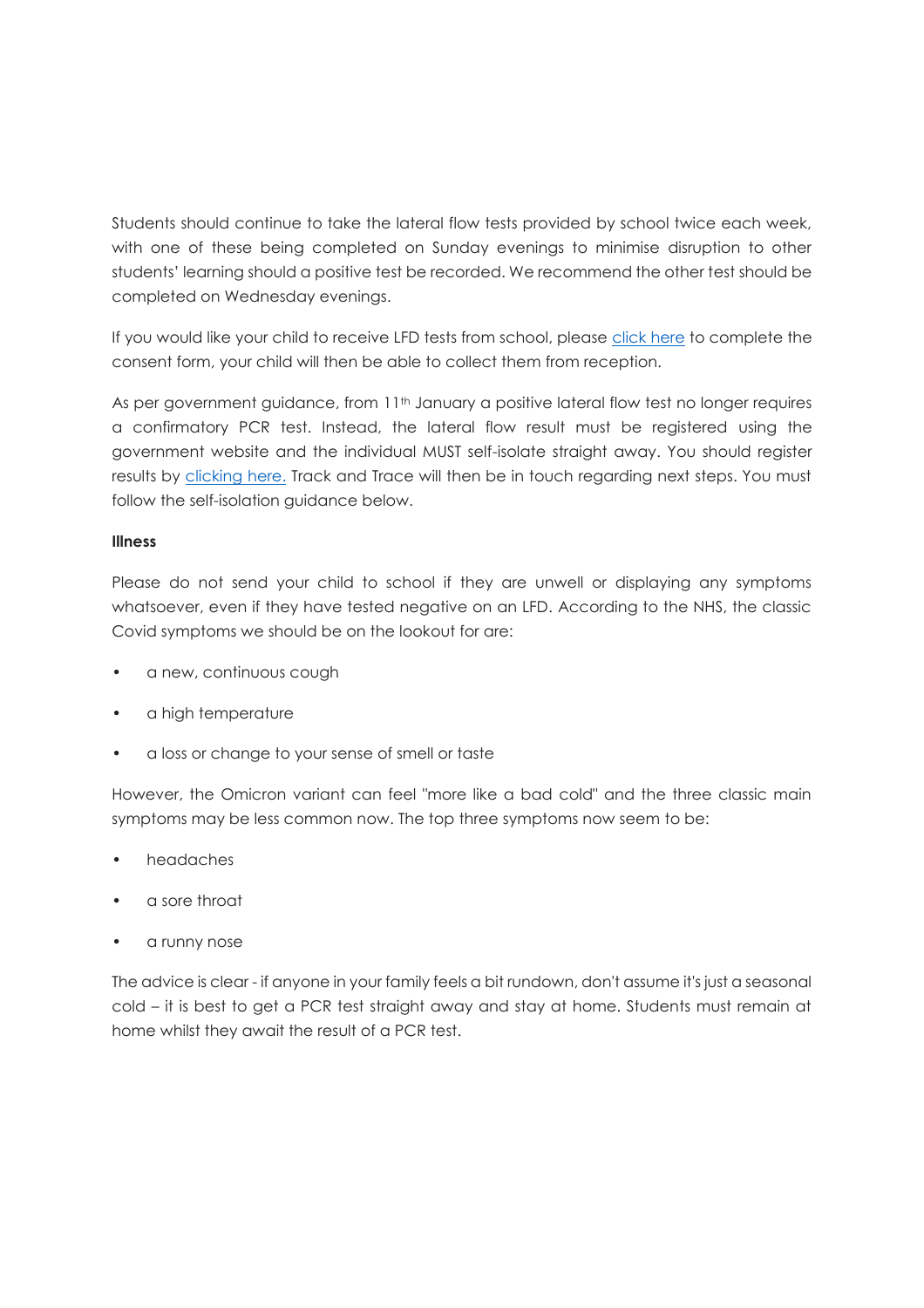Students should continue to take the lateral flow tests provided by school twice each week, with one of these being completed on Sunday evenings to minimise disruption to other students' learning should a positive test be recorded. We recommend the other test should be completed on Wednesday evenings.

If you would like your child to receive LFD tests from school, please click here to complete the consent form, your child will then be able to collect them from reception.

As per government guidance, from 11th January a positive lateral flow test no longer requires a confirmatory PCR test. Instead, the lateral flow result must be registered using the government website and the individual MUST self-isolate straight away. You should register results by clicking here. Track and Trace will then be in touch regarding next steps. You must follow the self-isolation guidance below.

**Illness**

Please do not send your child to school if they are unwell or displaying any symptoms whatsoever, even if they have tested negative on an LFD. According to the NHS, the classic Covid symptoms we should be on the lookout for are:

- a new, continuous cough
- a high temperature
- a loss or change to your sense of smell or taste

However, the Omicron variant can feel "more like a bad cold" and the three classic main symptoms may be less common now. The top three symptoms now seem to be:

- headaches
- a sore throat
- a runny nose

The advice is clear - if anyone in your family feels a bit rundown, don't assume it's just a seasonal cold – it is best to get a PCR test straight away and stay at home. Students must remain at home whilst they await the result of a PCR test.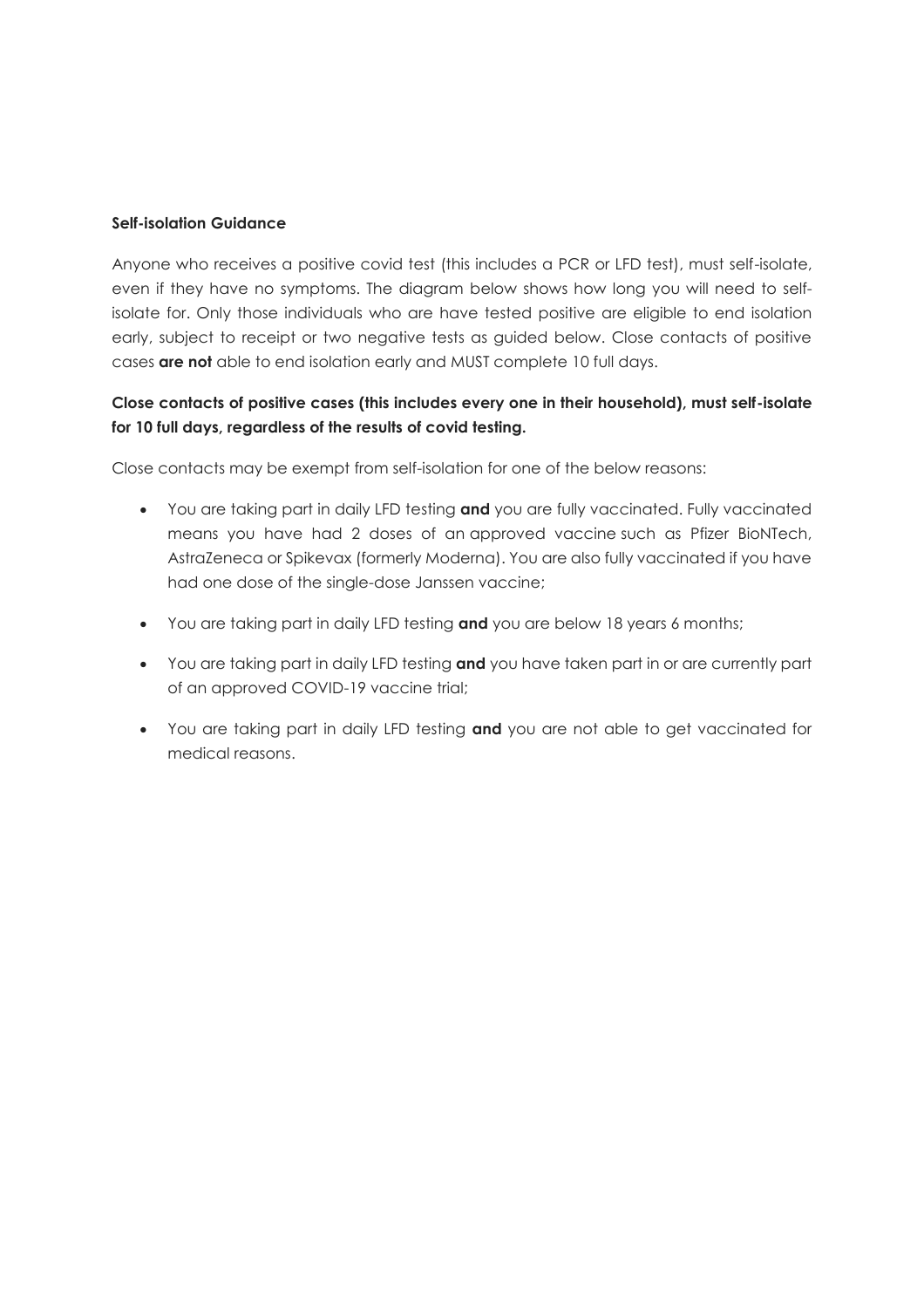**Self-isolation Guidance**

Anyone who receives a positive covid test (this includes a PCR or LFD test), must self-isolate, even if they have no symptoms. The diagram below shows how long you will need to self-isolate for. Only those individuals who are have tested positive are eligible to end isolation early, subject to receipt or two negative tests as guided below. Close contacts of positive cases **are not** able to end isolation early and MUST complete 10 full days.

**Close contacts of positive cases (this includes every one in their household), must self-isolate for 10 full days, regardless of the results of covid testing.**

Close contacts may be exempt from self-isolation for one of the below reasons:

- You are taking part in daily LFD testing **and** you are fully vaccinated. Fully vaccinated means you have had 2 doses of an approved vaccine such as Pfizer BioNTech, AstraZeneca or Spikevax (formerly Moderna). You are also fully vaccinated if you have had one dose of the single-dose Janssen vaccine;
- You are taking part in daily LFD testing **and** you are below 18 years 6 months;
- You are taking part in daily LFD testing **and** you have taken part in or are currently part of an approved COVID-19 vaccine trial;
- You are taking part in daily LFD testing **and** you are not able to get vaccinated for medical reasons.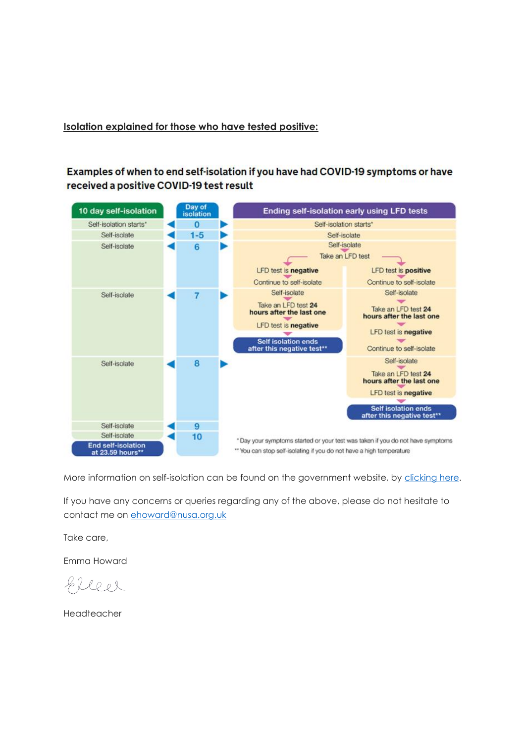**Isolation explained for those who have tested positive:**

**Examples of when to end self-isolation if you have had COVID-19 symptoms or have received a positive COVID-19 test result**

| 10 day self-isolation | Day of isolation | Ending self-isolation early using LFD tests | |
|---|---|---|---|
| Self-isolation starts* | 0 | Self-isolation starts* | |
| Self-isolate | 1-5 | Self-isolate | |
| Self-isolate | 6 | Self-isolate<br>Take an LFD test | |
| | | LFD test is **negative**<br>Continue to self-isolate | LFD test is **positive**<br>Continue to self-isolate |
| Self-isolate | 7 | Self-isolate<br>Take an LFD test **24 hours after the last one**<br>LFD test is **negative**<br>**Self isolation ends after this negative test**** | Self-isolate<br>Take an LFD test **24 hours after the last one**<br>LFD test is **negative**<br>Continue to self-isolate |
| Self-isolate | 8 | | Self-isolate<br>Take an LFD test **24 hours after the last one**<br>LFD test is **negative**<br>**Self isolation ends after this negative test**** |
| Self-isolate | 9 | | |
| Self-isolate<br>**End self-isolation at 23.59 hours**** | 10 | | |

* Day your symptoms started or your test was taken if you do not have symptoms

** You can stop self-isolating if you do not have a high temperature

More information on self-isolation can be found on the government website, by clicking here.

If you have any concerns or queries regarding any of the above, please do not hesitate to contact me on ehoward@nusa.org.uk

Take care,

Emma Howard

Headteacher